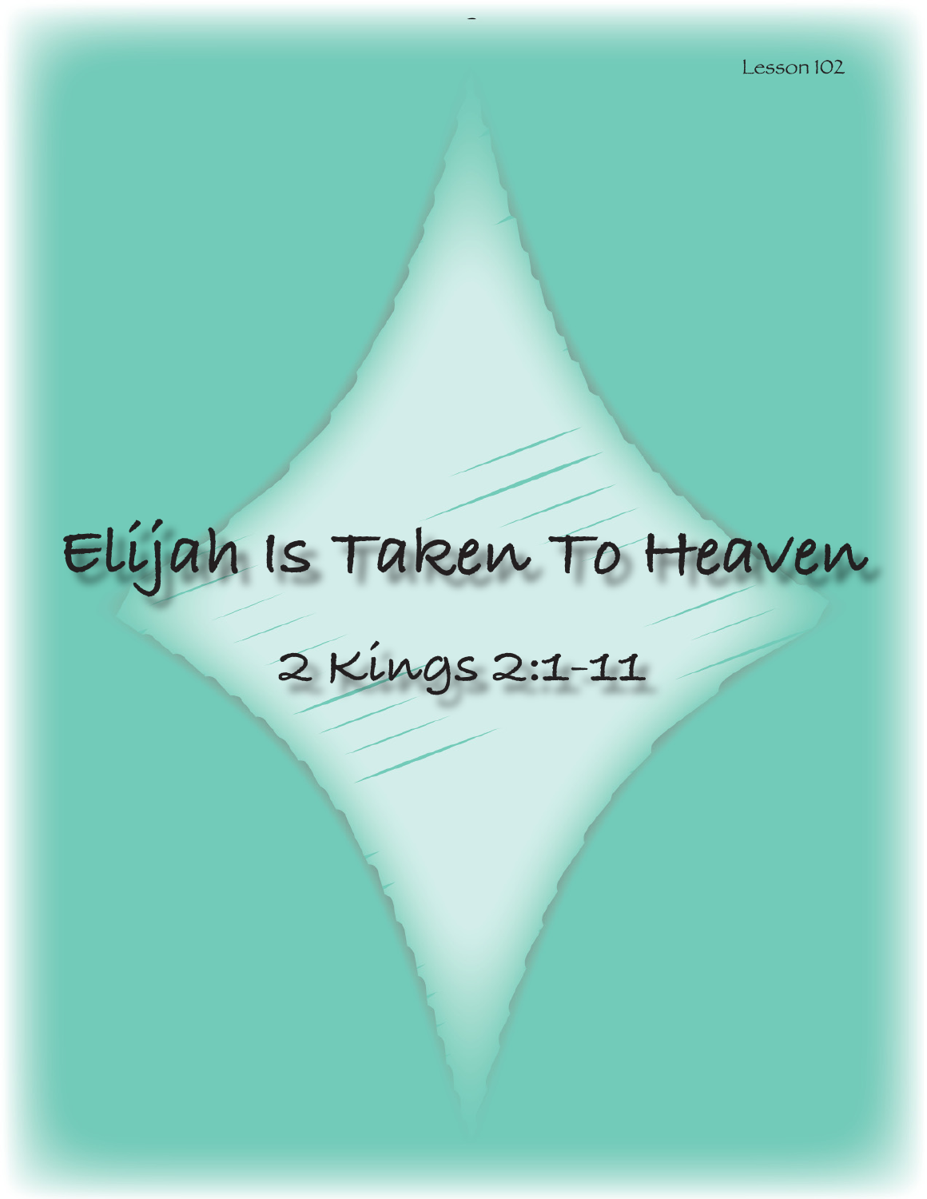Lesson 102

# Elijah Is Taken To Heaven

## 2 Kings 2:1-11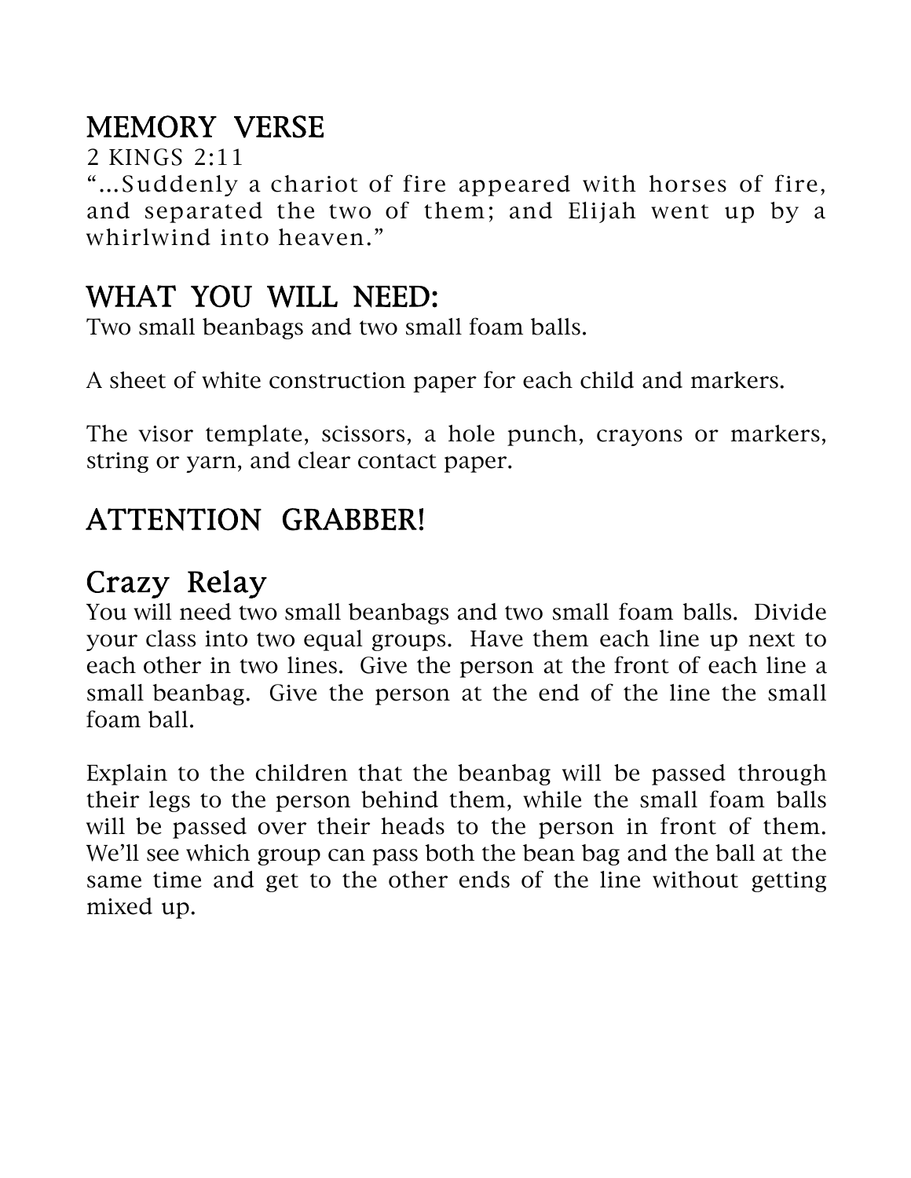## MEMORY VERSE

2 KINGS 2:11

"...Suddenly a chariot of fire appeared with horses of fire, and separated the two of them; and Elijah went up by a whirlwind into heaven."

## WHAT YOU WILL NEED:

Two small beanbags and two small foam balls.

A sheet of white construction paper for each child and markers.

The visor template, scissors, a hole punch, crayons or markers, string or yarn, and clear contact paper.

## ATTENTION GRABBER!

## Crazy Relay

You will need two small beanbags and two small foam balls. Divide your class into two equal groups. Have them each line up next to each other in two lines. Give the person at the front of each line a small beanbag. Give the person at the end of the line the small foam ball.

Explain to the children that the beanbag will be passed through their legs to the person behind them, while the small foam balls will be passed over their heads to the person in front of them. We'll see which group can pass both the bean bag and the ball at the same time and get to the other ends of the line without getting mixed up.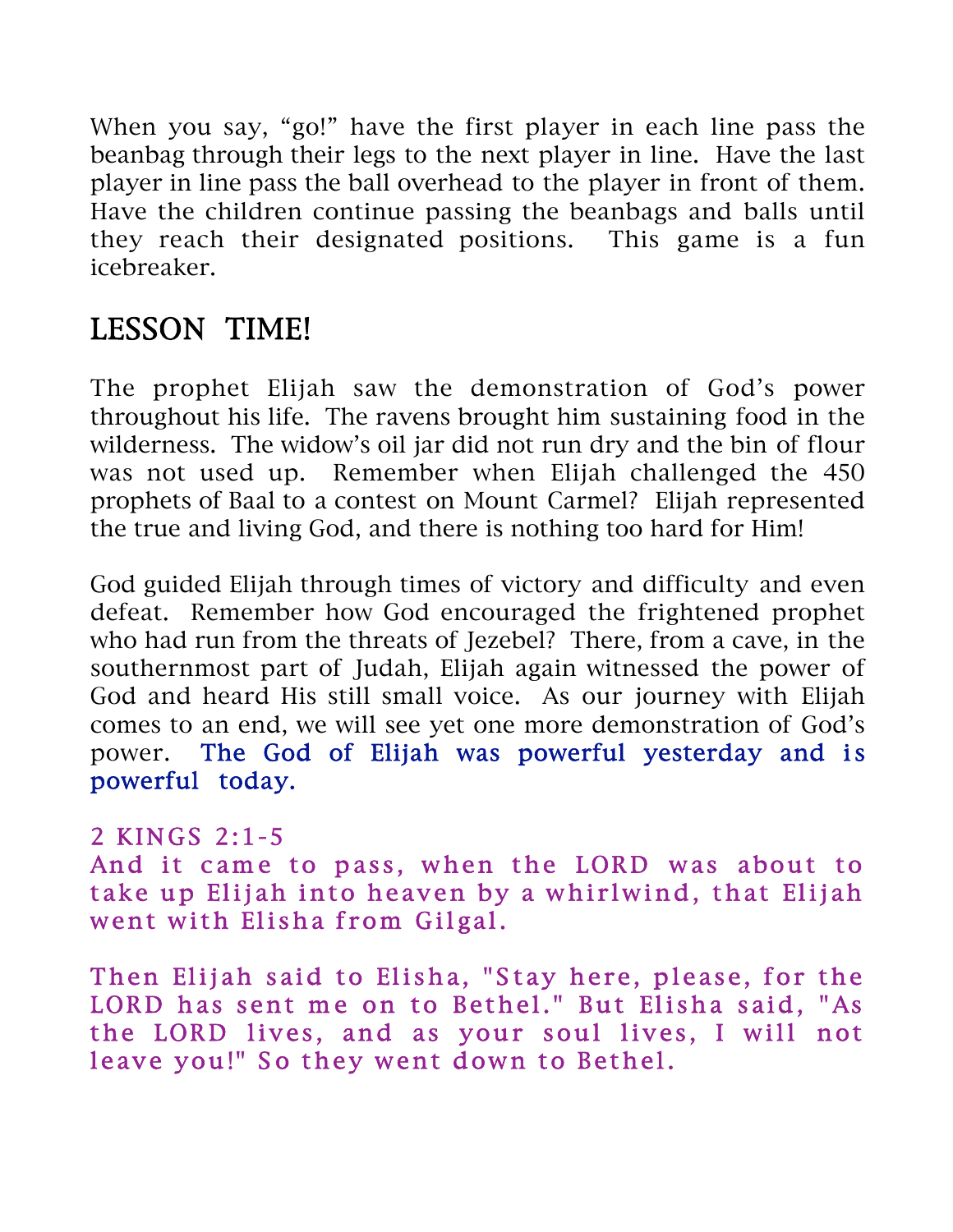When you say, “go!” have the first player in each line pass the beanbag through their legs to the next player in line. Have the last player in line pass the ball overhead to the player in front of them. Have the children continue passing the beanbags and balls until they reach their designated positions. This game is a fun icebreaker.

## LESSON TIME!

The prophet Elijah saw the demonstration of God’s power throughout his life. The ravens brought him sustaining food in the wilderness. The widow’s oil jar did not run dry and the bin of flour was not used up. Remember when Elijah challenged the 450 prophets of Baal to a contest on Mount Carmel? Elijah represented the true and living God, and there is nothing too hard for Him!

God guided Elijah through times of victory and difficulty and even defeat. Remember how God encouraged the frightened prophet who had run from the threats of Jezebel? There, from a cave, in the southernmost part of Judah, Elijah again witnessed the power of God and heard His still small voice. As our journey with Elijah comes to an end, we will see yet one more demonstration of God’s power. The God of Elijah was powerful yesterday and is powerful today.

2 KINGS 2:1-5

And it came to pass, when the LORD was about to take up Elijah into heaven by a whirlwind, that Elijah went with Elisha from Gilgal.

Then Elijah said to Elisha, "Stay here, please, for the LORD has sent me on to Bethel." But Elisha said, "As the LORD lives, and as your soul lives, I will not leave you!" So they went down to Bethel.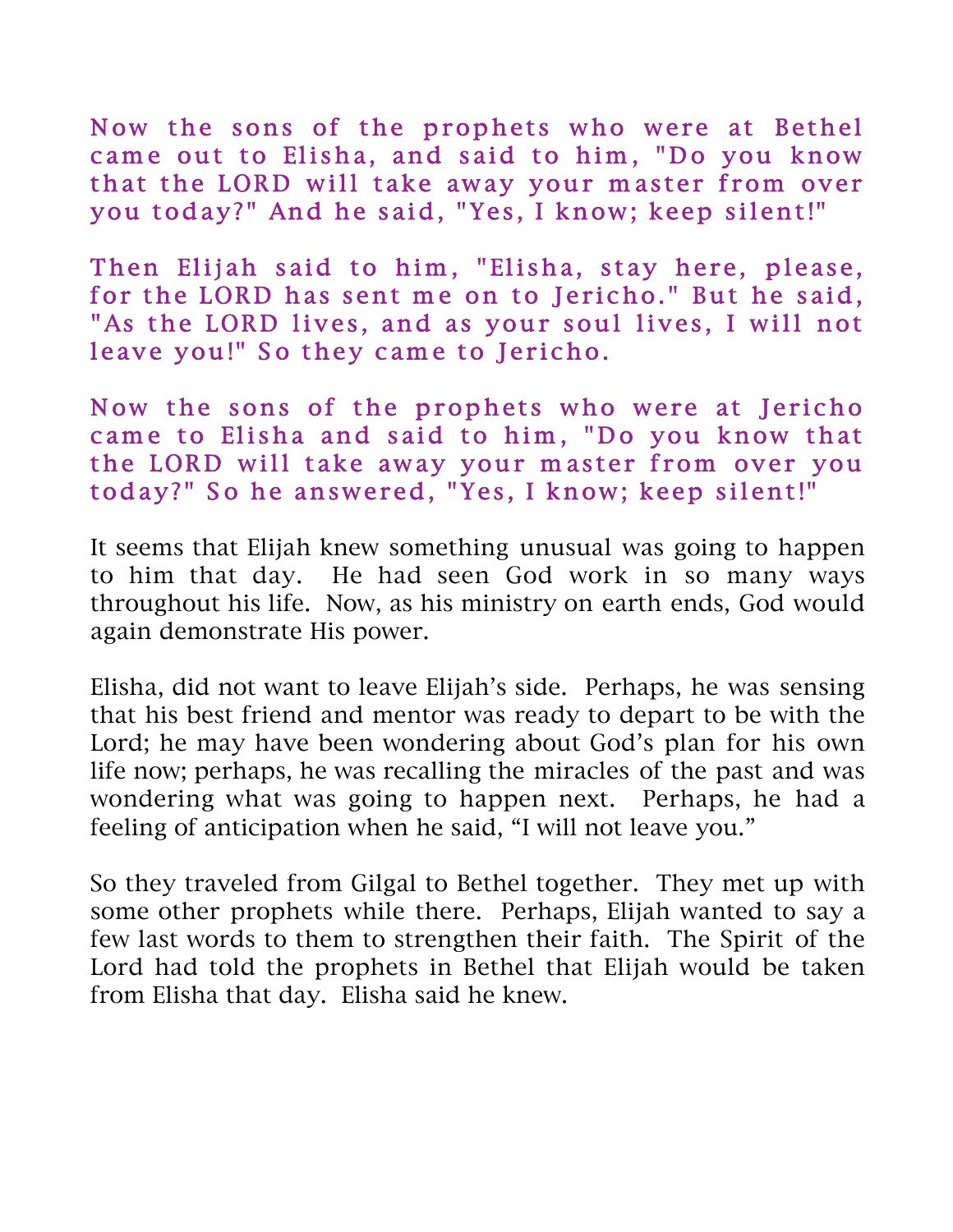Now the sons of the prophets who were at Bethel came out to Elisha, and said to him, "Do you know that the LORD will take away your master from over you today?" And he said, "Yes, I know; keep silent!"

Then Elijah said to him, "Elisha, stay here, please, for the LORD has sent me on to Jericho." But he said, "As the LORD lives, and as your soul lives, I will not leave you!" So they came to Jericho.

Now the sons of the prophets who were at Jericho came to Elisha and said to him, "Do you know that the LORD will take away your master from over you today?" So he answered, "Yes, I know; keep silent!"

It seems that Elijah knew something unusual was going to happen to him that day. He had seen God work in so many ways throughout his life. Now, as his ministry on earth ends, God would again demonstrate His power.

Elisha, did not want to leave Elijah's side. Perhaps, he was sensing that his best friend and mentor was ready to depart to be with the Lord; he may have been wondering about God's plan for his own life now; perhaps, he was recalling the miracles of the past and was wondering what was going to happen next. Perhaps, he had a feeling of anticipation when he said, "I will not leave you."

So they traveled from Gilgal to Bethel together. They met up with some other prophets while there. Perhaps, Elijah wanted to say a few last words to them to strengthen their faith. The Spirit of the Lord had told the prophets in Bethel that Elijah would be taken from Elisha that day. Elisha said he knew.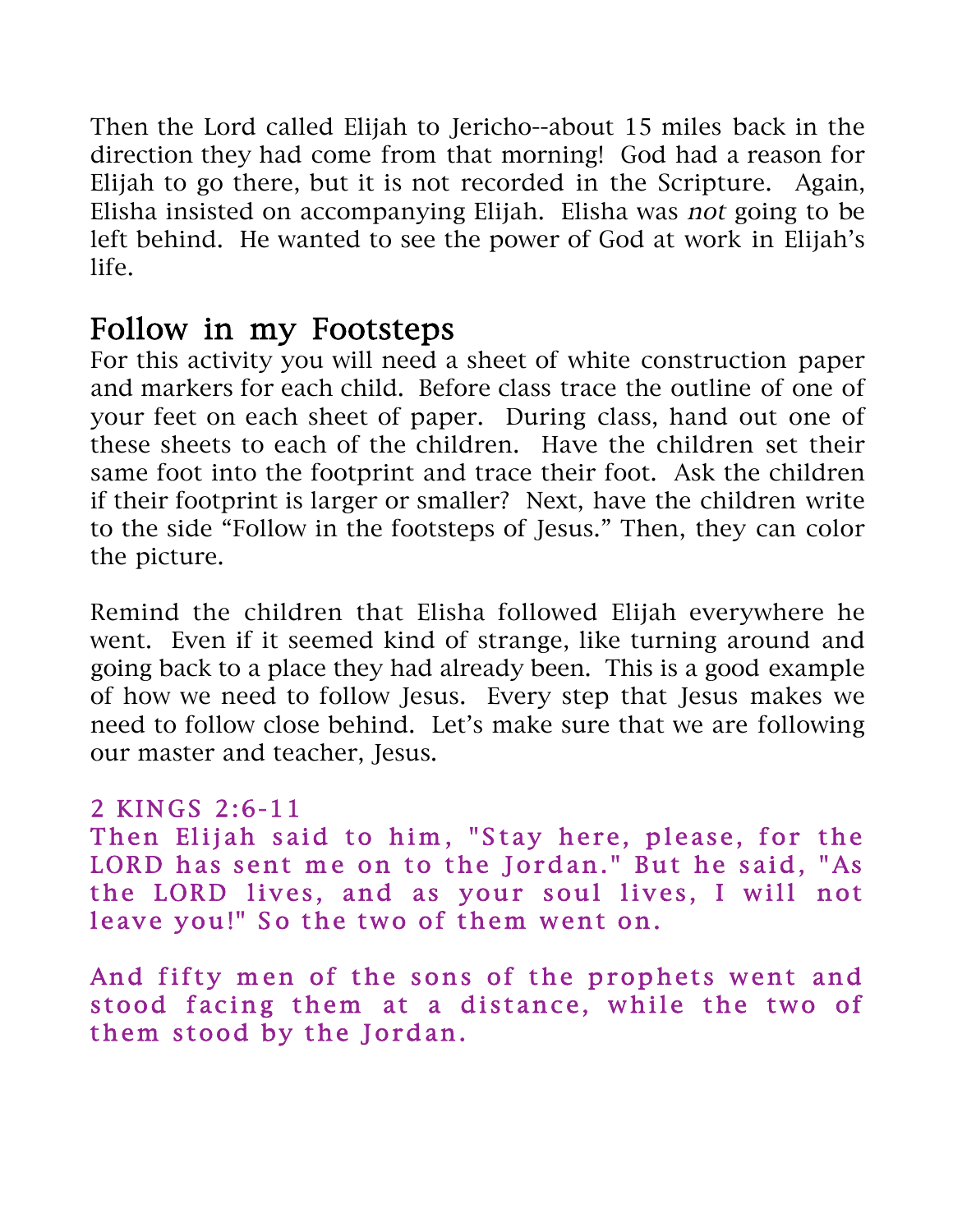Then the Lord called Elijah to Jericho--about 15 miles back in the direction they had come from that morning! God had a reason for Elijah to go there, but it is not recorded in the Scripture. Again, Elisha insisted on accompanying Elijah. Elisha was *not* going to be left behind. He wanted to see the power of God at work in Elijah's life.

## Follow in my Footsteps

For this activity you will need a sheet of white construction paper and markers for each child. Before class trace the outline of one of your feet on each sheet of paper. During class, hand out one of these sheets to each of the children. Have the children set their same foot into the footprint and trace their foot. Ask the children if their footprint is larger or smaller? Next, have the children write to the side "Follow in the footsteps of Jesus." Then, they can color the picture.

Remind the children that Elisha followed Elijah everywhere he went. Even if it seemed kind of strange, like turning around and going back to a place they had already been. This is a good example of how we need to follow Jesus. Every step that Jesus makes we need to follow close behind. Let's make sure that we are following our master and teacher, Jesus.

2 KINGS 2:6-11

Then Elijah said to him, "Stay here, please, for the LORD has sent me on to the Jordan." But he said, "As the LORD lives, and as your soul lives, I will not leave you!" So the two of them went on.

And fifty men of the sons of the prophets went and stood facing them at a distance, while the two of them stood by the Jordan.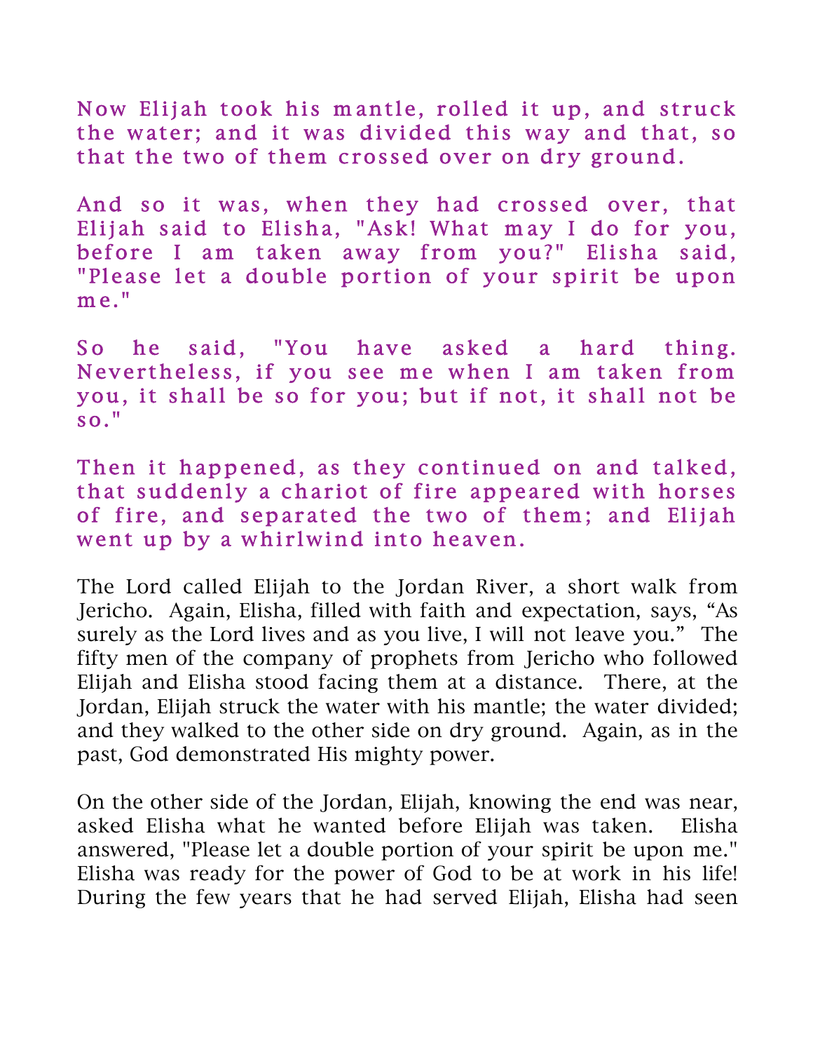Now Elijah took his mantle, rolled it up, and struck the water; and it was divided this way and that, so that the two of them crossed over on dry ground.

And so it was, when they had crossed over, that Elijah said to Elisha, "Ask! What may I do for you, before I am taken away from you?" Elisha said, "Please let a double portion of your spirit be upon me."

So he said, "You have asked a hard thing. Nevertheless, if you see me when I am taken from you, it shall be so for you; but if not, it shall not be so."

Then it happened, as they continued on and talked, that suddenly a chariot of fire appeared with horses of fire, and separated the two of them; and Elijah went up by a whirlwind into heaven.

The Lord called Elijah to the Jordan River, a short walk from Jericho. Again, Elisha, filled with faith and expectation, says, “As surely as the Lord lives and as you live, I will not leave you.” The fifty men of the company of prophets from Jericho who followed Elijah and Elisha stood facing them at a distance. There, at the Jordan, Elijah struck the water with his mantle; the water divided; and they walked to the other side on dry ground. Again, as in the past, God demonstrated His mighty power.

On the other side of the Jordan, Elijah, knowing the end was near, asked Elisha what he wanted before Elijah was taken. Elisha answered, "Please let a double portion of your spirit be upon me." Elisha was ready for the power of God to be at work in his life! During the few years that he had served Elijah, Elisha had seen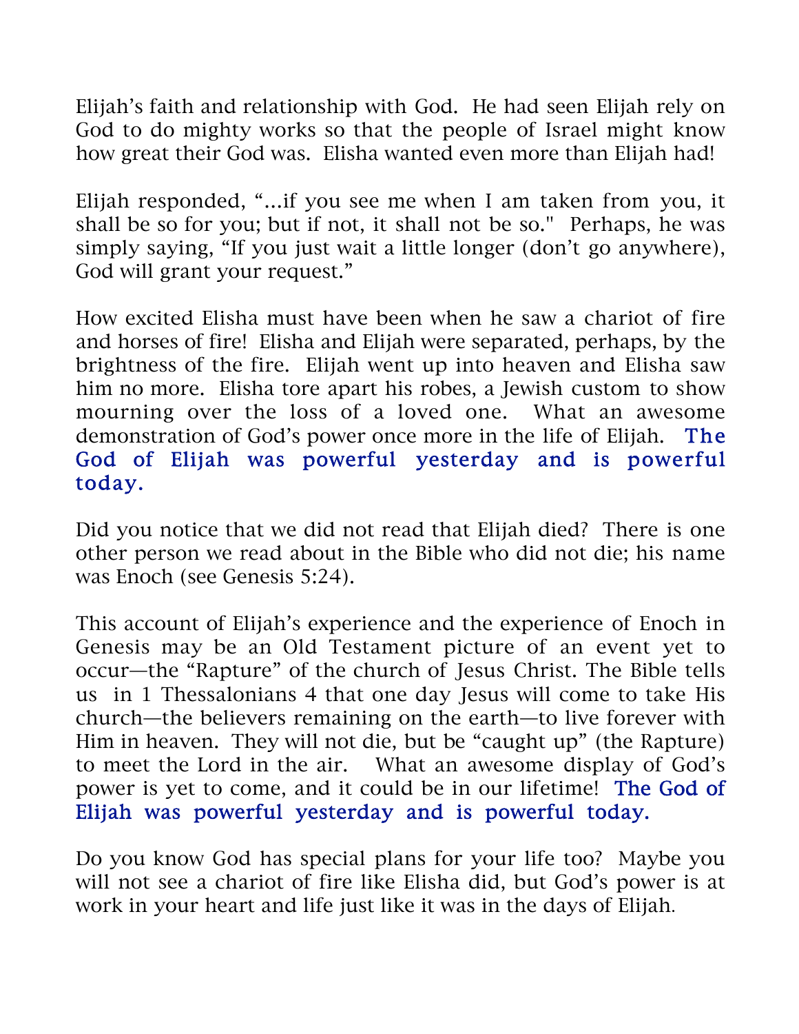Elijah's faith and relationship with God. He had seen Elijah rely on God to do mighty works so that the people of Israel might know how great their God was. Elisha wanted even more than Elijah had!

Elijah responded, "...if you see me when I am taken from you, it shall be so for you; but if not, it shall not be so." Perhaps, he was simply saying, "If you just wait a little longer (don't go anywhere), God will grant your request."

How excited Elisha must have been when he saw a chariot of fire and horses of fire! Elisha and Elijah were separated, perhaps, by the brightness of the fire. Elijah went up into heaven and Elisha saw him no more. Elisha tore apart his robes, a Jewish custom to show mourning over the loss of a loved one. What an awesome demonstration of God's power once more in the life of Elijah. The God of Elijah was powerful yesterday and is powerful today.

Did you notice that we did not read that Elijah died? There is one other person we read about in the Bible who did not die; his name was Enoch (see Genesis 5:24).

This account of Elijah's experience and the experience of Enoch in Genesis may be an Old Testament picture of an event yet to occur—the "Rapture" of the church of Jesus Christ. The Bible tells us in 1 Thessalonians 4 that one day Jesus will come to take His church—the believers remaining on the earth—to live forever with Him in heaven. They will not die, but be "caught up" (the Rapture) to meet the Lord in the air. What an awesome display of God's power is yet to come, and it could be in our lifetime! The God of Elijah was powerful yesterday and is powerful today.

Do you know God has special plans for your life too? Maybe you will not see a chariot of fire like Elisha did, but God's power is at work in your heart and life just like it was in the days of Elijah.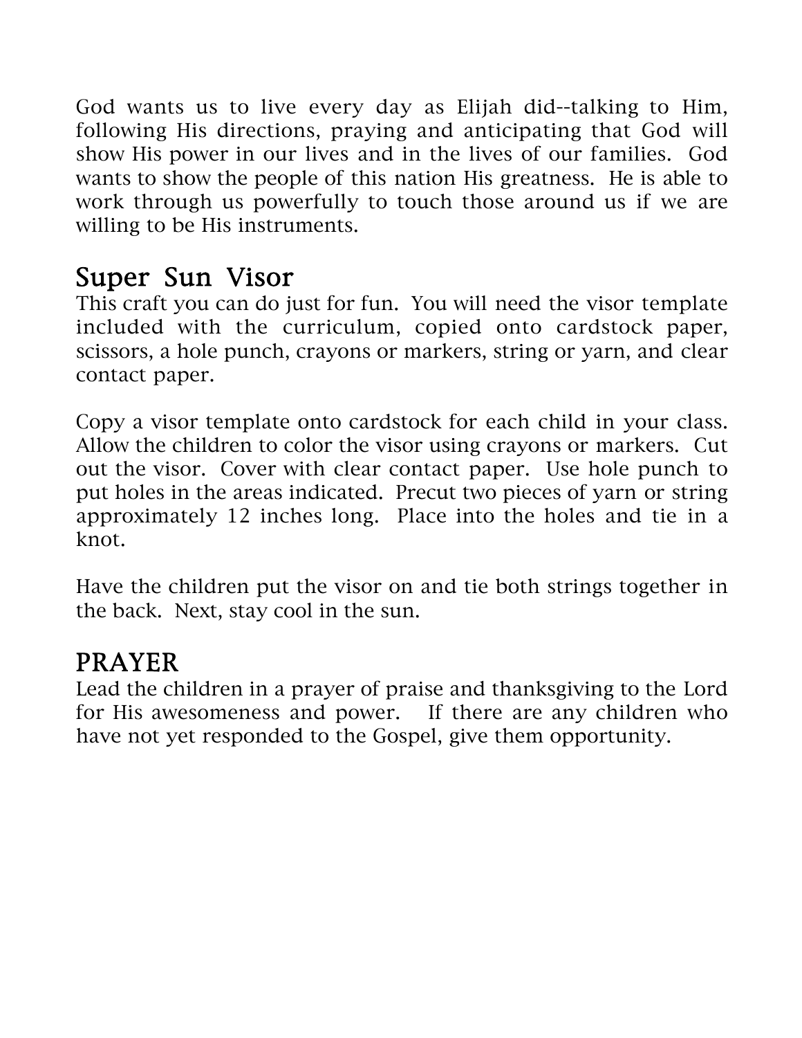God wants us to live every day as Elijah did--talking to Him, following His directions, praying and anticipating that God will show His power in our lives and in the lives of our families. God wants to show the people of this nation His greatness. He is able to work through us powerfully to touch those around us if we are willing to be His instruments.

## Super Sun Visor

This craft you can do just for fun. You will need the visor template included with the curriculum, copied onto cardstock paper, scissors, a hole punch, crayons or markers, string or yarn, and clear contact paper.

Copy a visor template onto cardstock for each child in your class. Allow the children to color the visor using crayons or markers. Cut out the visor. Cover with clear contact paper. Use hole punch to put holes in the areas indicated. Precut two pieces of yarn or string approximately 12 inches long. Place into the holes and tie in a knot.

Have the children put the visor on and tie both strings together in the back. Next, stay cool in the sun.

## PRAYER

Lead the children in a prayer of praise and thanksgiving to the Lord for His awesomeness and power. If there are any children who have not yet responded to the Gospel, give them opportunity.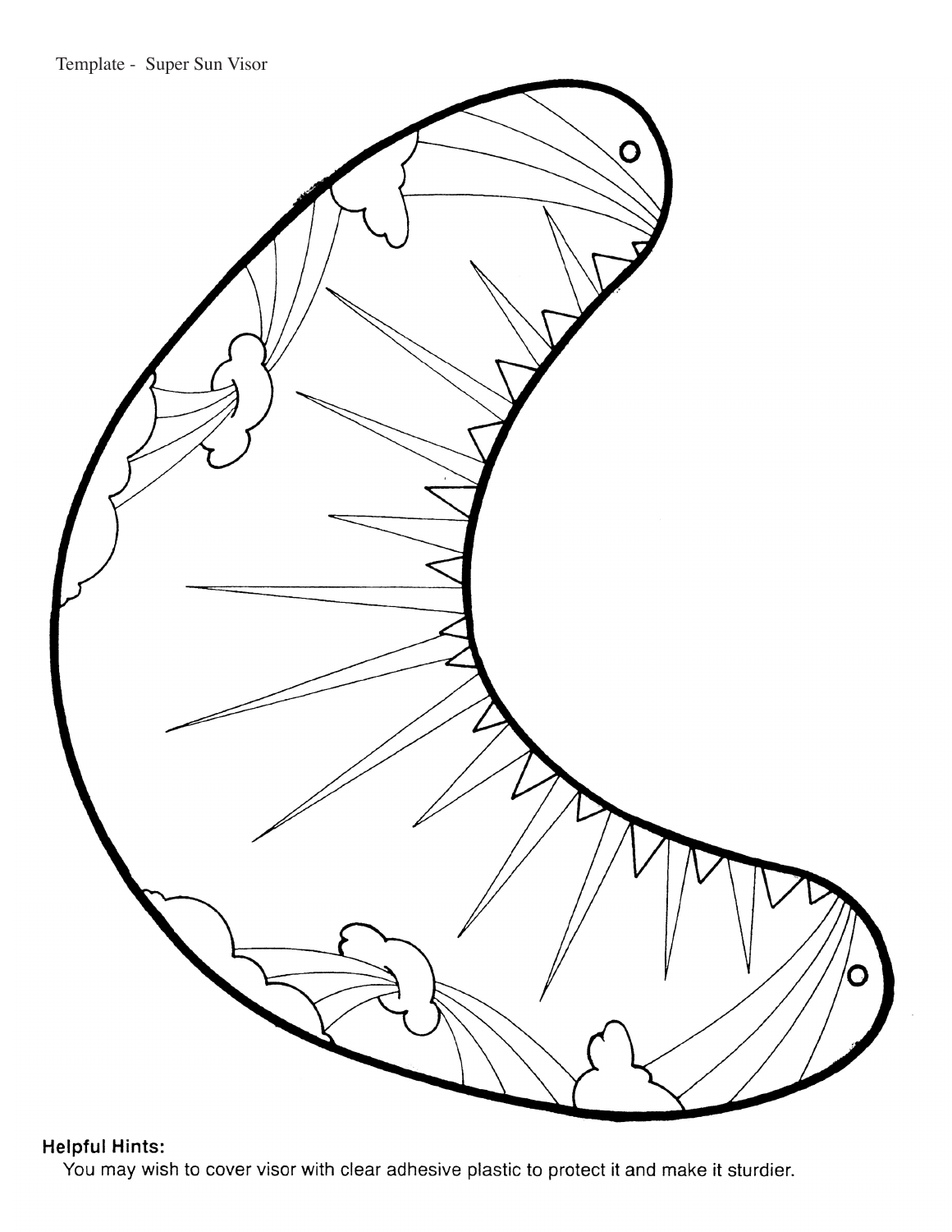Template - Super Sun Visor

**Helpful Hints:**

You may wish to cover visor with clear adhesive plastic to protect it and make it sturdier.